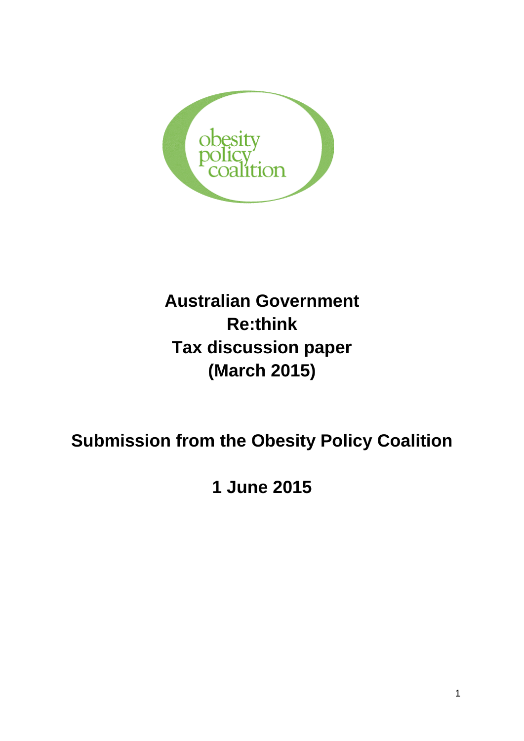obesity policy coalition

# Australian Government Re:think Tax discussion paper (March 2015)

## Submission from the Obesity Policy Coalition

## 1 June 2015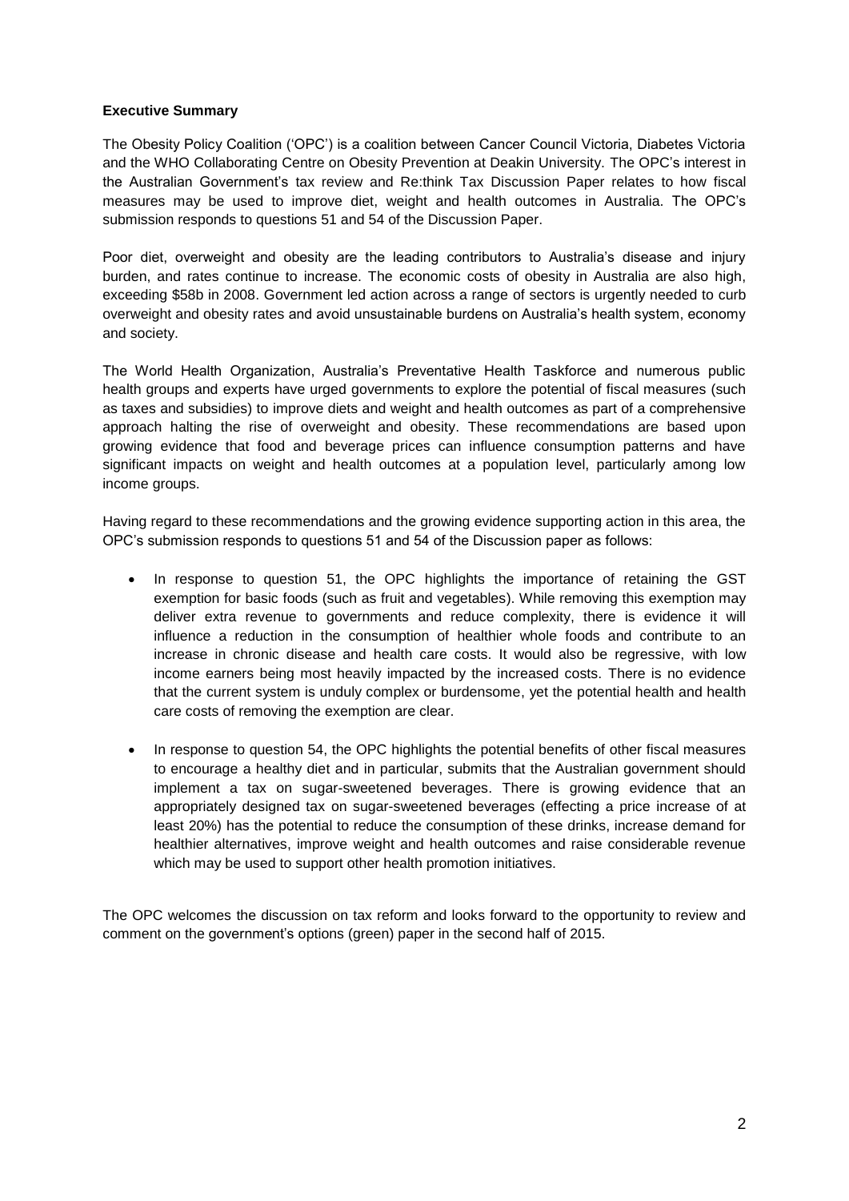**Executive Summary**

The Obesity Policy Coalition ('OPC') is a coalition between Cancer Council Victoria, Diabetes Victoria and the WHO Collaborating Centre on Obesity Prevention at Deakin University. The OPC's interest in the Australian Government's tax review and Re:think Tax Discussion Paper relates to how fiscal measures may be used to improve diet, weight and health outcomes in Australia. The OPC's submission responds to questions 51 and 54 of the Discussion Paper.

Poor diet, overweight and obesity are the leading contributors to Australia's disease and injury burden, and rates continue to increase. The economic costs of obesity in Australia are also high, exceeding $58b in 2008. Government led action across a range of sectors is urgently needed to curb overweight and obesity rates and avoid unsustainable burdens on Australia's health system, economy and society.

The World Health Organization, Australia's Preventative Health Taskforce and numerous public health groups and experts have urged governments to explore the potential of fiscal measures (such as taxes and subsidies) to improve diets and weight and health outcomes as part of a comprehensive approach halting the rise of overweight and obesity. These recommendations are based upon growing evidence that food and beverage prices can influence consumption patterns and have significant impacts on weight and health outcomes at a population level, particularly among low income groups.

Having regard to these recommendations and the growing evidence supporting action in this area, the OPC's submission responds to questions 51 and 54 of the Discussion paper as follows:

- In response to question 51, the OPC highlights the importance of retaining the GST exemption for basic foods (such as fruit and vegetables). While removing this exemption may deliver extra revenue to governments and reduce complexity, there is evidence it will influence a reduction in the consumption of healthier whole foods and contribute to an increase in chronic disease and health care costs. It would also be regressive, with low income earners being most heavily impacted by the increased costs. There is no evidence that the current system is unduly complex or burdensome, yet the potential health and health care costs of removing the exemption are clear.
- In response to question 54, the OPC highlights the potential benefits of other fiscal measures to encourage a healthy diet and in particular, submits that the Australian government should implement a tax on sugar-sweetened beverages. There is growing evidence that an appropriately designed tax on sugar-sweetened beverages (effecting a price increase of at least 20%) has the potential to reduce the consumption of these drinks, increase demand for healthier alternatives, improve weight and health outcomes and raise considerable revenue which may be used to support other health promotion initiatives.

The OPC welcomes the discussion on tax reform and looks forward to the opportunity to review and comment on the government's options (green) paper in the second half of 2015.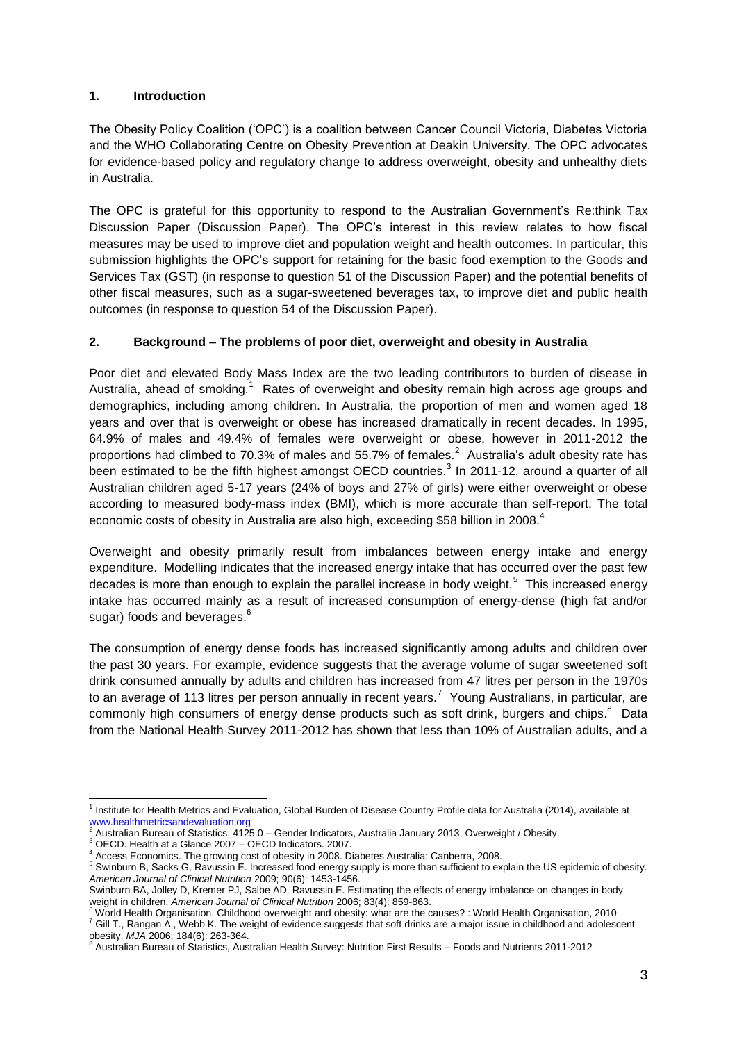## 1. Introduction

The Obesity Policy Coalition ('OPC') is a coalition between Cancer Council Victoria, Diabetes Victoria and the WHO Collaborating Centre on Obesity Prevention at Deakin University. The OPC advocates for evidence-based policy and regulatory change to address overweight, obesity and unhealthy diets in Australia.

The OPC is grateful for this opportunity to respond to the Australian Government's Re:think Tax Discussion Paper (Discussion Paper). The OPC's interest in this review relates to how fiscal measures may be used to improve diet and population weight and health outcomes. In particular, this submission highlights the OPC's support for retaining for the basic food exemption to the Goods and Services Tax (GST) (in response to question 51 of the Discussion Paper) and the potential benefits of other fiscal measures, such as a sugar-sweetened beverages tax, to improve diet and public health outcomes (in response to question 54 of the Discussion Paper).

## 2. Background – The problems of poor diet, overweight and obesity in Australia

Poor diet and elevated Body Mass Index are the two leading contributors to burden of disease in Australia, ahead of smoking.[1] Rates of overweight and obesity remain high across age groups and demographics, including among children. In Australia, the proportion of men and women aged 18 years and over that is overweight or obese has increased dramatically in recent decades. In 1995, 64.9% of males and 49.4% of females were overweight or obese, however in 2011-2012 the proportions had climbed to 70.3% of males and 55.7% of females.[2] Australia's adult obesity rate has been estimated to be the fifth highest amongst OECD countries.[3] In 2011-12, around a quarter of all Australian children aged 5-17 years (24% of boys and 27% of girls) were either overweight or obese according to measured body-mass index (BMI), which is more accurate than self-report. The total economic costs of obesity in Australia are also high, exceeding $58 billion in 2008.[4]

Overweight and obesity primarily result from imbalances between energy intake and energy expenditure. Modelling indicates that the increased energy intake that has occurred over the past few decades is more than enough to explain the parallel increase in body weight.[5] This increased energy intake has occurred mainly as a result of increased consumption of energy-dense (high fat and/or sugar) foods and beverages.[6]

The consumption of energy dense foods has increased significantly among adults and children over the past 30 years. For example, evidence suggests that the average volume of sugar sweetened soft drink consumed annually by adults and children has increased from 47 litres per person in the 1970s to an average of 113 litres per person annually in recent years.[7] Young Australians, in particular, are commonly high consumers of energy dense products such as soft drink, burgers and chips.[8] Data from the National Health Survey 2011-2012 has shown that less than 10% of Australian adults, and a

---

[1] Institute for Health Metrics and Evaluation, Global Burden of Disease Country Profile data for Australia (2014), available at www.healthmetricsandevaluation.org

[2] Australian Bureau of Statistics, 4125.0 – Gender Indicators, Australia January 2013, Overweight / Obesity.

[3] OECD. Health at a Glance 2007 – OECD Indicators. 2007.

[4] Access Economics. The growing cost of obesity in 2008. Diabetes Australia: Canberra, 2008.

[5] Swinburn B, Sacks G, Ravussin E. Increased food energy supply is more than sufficient to explain the US epidemic of obesity. *American Journal of Clinical Nutrition* 2009; 90(6): 1453-1456.
Swinburn BA, Jolley D, Kremer PJ, Salbe AD, Ravussin E. Estimating the effects of energy imbalance on changes in body weight in children. *American Journal of Clinical Nutrition* 2006; 83(4): 859-863.

[6] World Health Organisation. Childhood overweight and obesity: what are the causes? : World Health Organisation, 2010

[7] Gill T., Rangan A., Webb K. The weight of evidence suggests that soft drinks are a major issue in childhood and adolescent obesity. *MJA* 2006; 184(6): 263-364.

[8] Australian Bureau of Statistics, Australian Health Survey: Nutrition First Results – Foods and Nutrients 2011-2012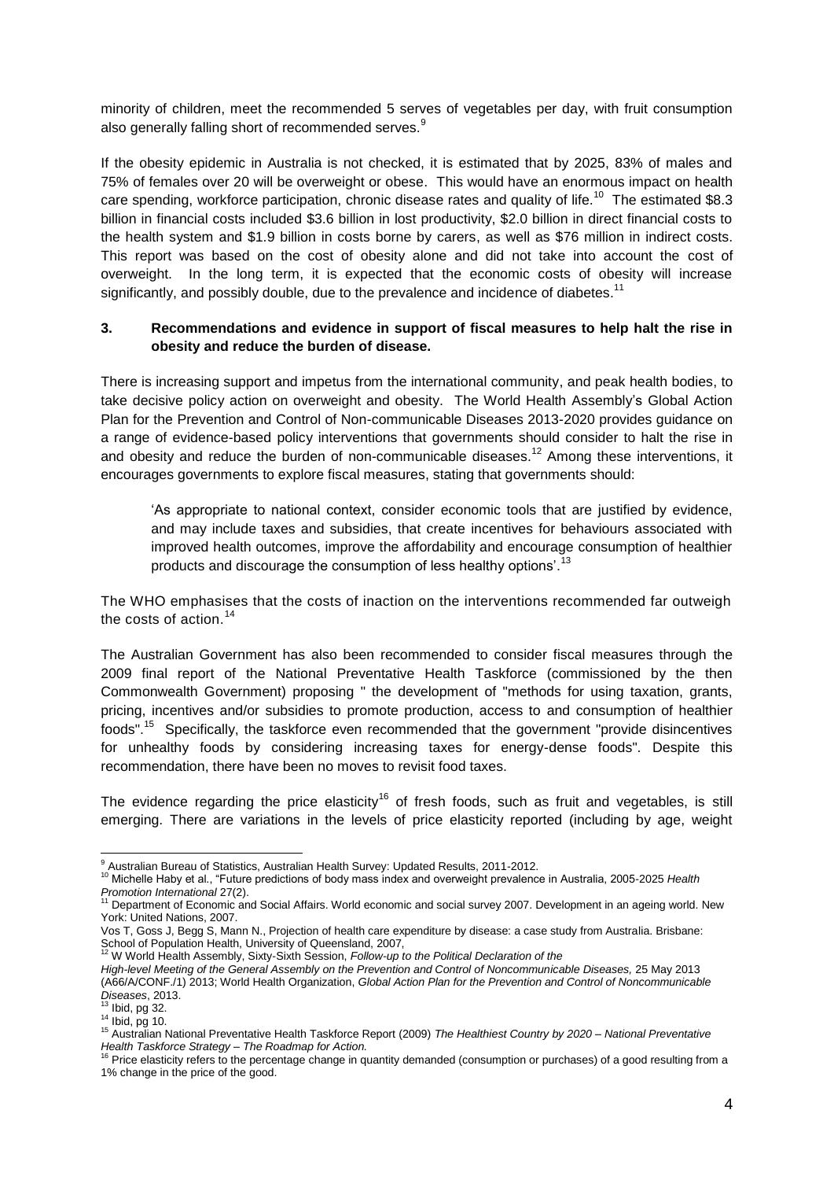minority of children, meet the recommended 5 serves of vegetables per day, with fruit consumption also generally falling short of recommended serves.[9]

If the obesity epidemic in Australia is not checked, it is estimated that by 2025, 83% of males and 75% of females over 20 will be overweight or obese. This would have an enormous impact on health care spending, workforce participation, chronic disease rates and quality of life.[10] The estimated $8.3 billion in financial costs included $3.6 billion in lost productivity, $2.0 billion in direct financial costs to the health system and $1.9 billion in costs borne by carers, as well as $76 million in indirect costs. This report was based on the cost of obesity alone and did not take into account the cost of overweight. In the long term, it is expected that the economic costs of obesity will increase significantly, and possibly double, due to the prevalence and incidence of diabetes.[11]

## 3. Recommendations and evidence in support of fiscal measures to help halt the rise in obesity and reduce the burden of disease.

There is increasing support and impetus from the international community, and peak health bodies, to take decisive policy action on overweight and obesity. The World Health Assembly's Global Action Plan for the Prevention and Control of Non-communicable Diseases 2013-2020 provides guidance on a range of evidence-based policy interventions that governments should consider to halt the rise in and obesity and reduce the burden of non-communicable diseases.[12] Among these interventions, it encourages governments to explore fiscal measures, stating that governments should:

> 'As appropriate to national context, consider economic tools that are justified by evidence, and may include taxes and subsidies, that create incentives for behaviours associated with improved health outcomes, improve the affordability and encourage consumption of healthier products and discourage the consumption of less healthy options'.[13]

The WHO emphasises that the costs of inaction on the interventions recommended far outweigh the costs of action.[14]

The Australian Government has also been recommended to consider fiscal measures through the 2009 final report of the National Preventative Health Taskforce (commissioned by the then Commonwealth Government) proposing " the development of "methods for using taxation, grants, pricing, incentives and/or subsidies to promote production, access to and consumption of healthier foods".[15] Specifically, the taskforce even recommended that the government "provide disincentives for unhealthy foods by considering increasing taxes for energy-dense foods". Despite this recommendation, there have been no moves to revisit food taxes.

The evidence regarding the price elasticity[16] of fresh foods, such as fruit and vegetables, is still emerging. There are variations in the levels of price elasticity reported (including by age, weight

---

[9] Australian Bureau of Statistics, Australian Health Survey: Updated Results, 2011-2012.

[10] Michelle Haby et al., "Future predictions of body mass index and overweight prevalence in Australia, 2005-2025 *Health Promotion International* 27(2).

[11] Department of Economic and Social Affairs. World economic and social survey 2007. Development in an ageing world. New York: United Nations, 2007.

Vos T, Goss J, Begg S, Mann N., Projection of health care expenditure by disease: a case study from Australia. Brisbane: School of Population Health, University of Queensland, 2007,

[12] W World Health Assembly, Sixty-Sixth Session, *Follow-up to the Political Declaration of the High-level Meeting of the General Assembly on the Prevention and Control of Noncommunicable Diseases,* 25 May 2013 (A66/A/CONF./1) 2013; World Health Organization, *Global Action Plan for the Prevention and Control of Noncommunicable Diseases*, 2013.

[13] Ibid, pg 32.

[14] Ibid, pg 10.

[15] Australian National Preventative Health Taskforce Report (2009) *The Healthiest Country by 2020 – National Preventative Health Taskforce Strategy – The Roadmap for Action.*

[16] Price elasticity refers to the percentage change in quantity demanded (consumption or purchases) of a good resulting from a 1% change in the price of the good.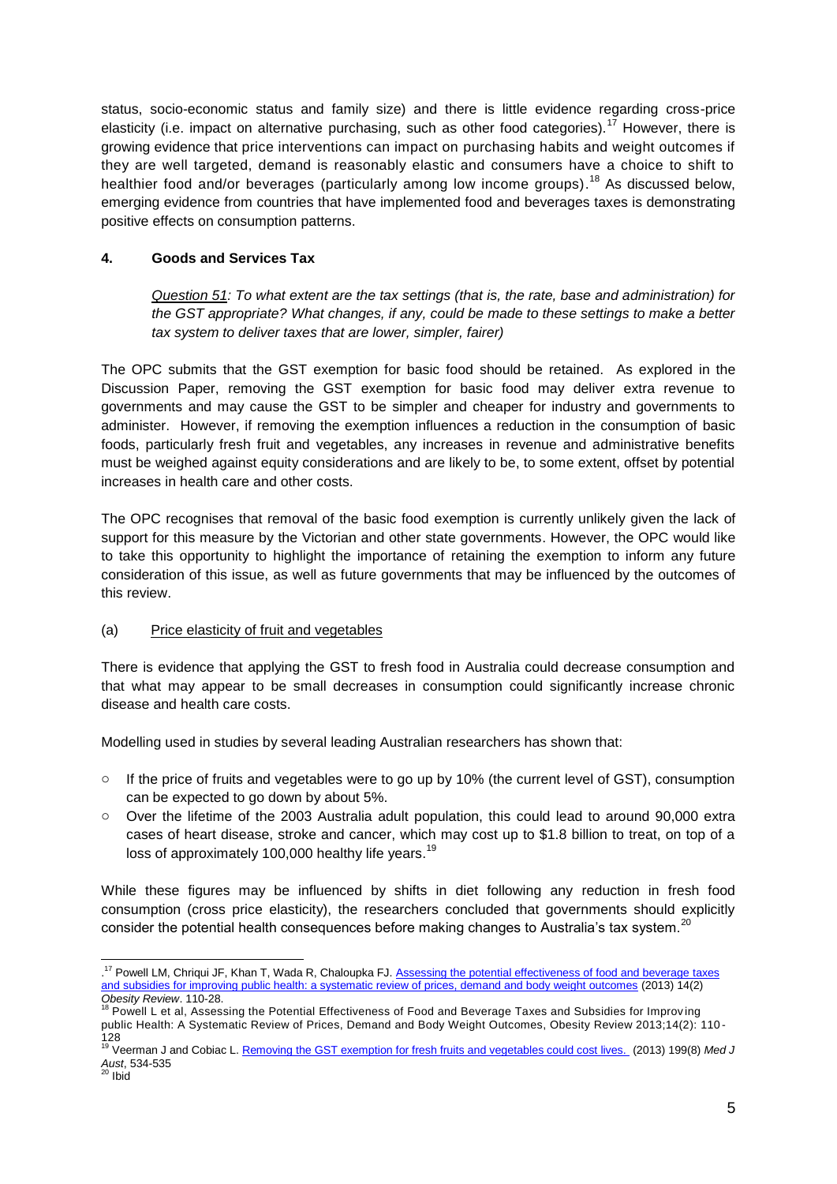status, socio-economic status and family size) and there is little evidence regarding cross-price elasticity (i.e. impact on alternative purchasing, such as other food categories).[17] However, there is growing evidence that price interventions can impact on purchasing habits and weight outcomes if they are well targeted, demand is reasonably elastic and consumers have a choice to shift to healthier food and/or beverages (particularly among low income groups).[18] As discussed below, emerging evidence from countries that have implemented food and beverages taxes is demonstrating positive effects on consumption patterns.

## 4. Goods and Services Tax

> *Question 51: To what extent are the tax settings (that is, the rate, base and administration) for the GST appropriate? What changes, if any, could be made to these settings to make a better tax system to deliver taxes that are lower, simpler, fairer)*

The OPC submits that the GST exemption for basic food should be retained. As explored in the Discussion Paper, removing the GST exemption for basic food may deliver extra revenue to governments and may cause the GST to be simpler and cheaper for industry and governments to administer. However, if removing the exemption influences a reduction in the consumption of basic foods, particularly fresh fruit and vegetables, any increases in revenue and administrative benefits must be weighed against equity considerations and are likely to be, to some extent, offset by potential increases in health care and other costs.

The OPC recognises that removal of the basic food exemption is currently unlikely given the lack of support for this measure by the Victorian and other state governments. However, the OPC would like to take this opportunity to highlight the importance of retaining the exemption to inform any future consideration of this issue, as well as future governments that may be influenced by the outcomes of this review.

### (a) Price elasticity of fruit and vegetables

There is evidence that applying the GST to fresh food in Australia could decrease consumption and that what may appear to be small decreases in consumption could significantly increase chronic disease and health care costs.

Modelling used in studies by several leading Australian researchers has shown that:

- If the price of fruits and vegetables were to go up by 10% (the current level of GST), consumption can be expected to go down by about 5%.
- Over the lifetime of the 2003 Australia adult population, this could lead to around 90,000 extra cases of heart disease, stroke and cancer, which may cost up to $1.8 billion to treat, on top of a loss of approximately 100,000 healthy life years.[19]

While these figures may be influenced by shifts in diet following any reduction in fresh food consumption (cross price elasticity), the researchers concluded that governments should explicitly consider the potential health consequences before making changes to Australia's tax system.[20]

---

[17] Powell LM, Chriqui JF, Khan T, Wada R, Chaloupka FJ. Assessing the potential effectiveness of food and beverage taxes and subsidies for improving public health: a systematic review of prices, demand and body weight outcomes (2013) 14(2) *Obesity Review*. 110-28.

[18] Powell L et al, Assessing the Potential Effectiveness of Food and Beverage Taxes and Subsidies for Improving public Health: A Systematic Review of Prices, Demand and Body Weight Outcomes, Obesity Review 2013;14(2): 110-128

[19] Veerman J and Cobiac L. Removing the GST exemption for fresh fruits and vegetables could cost lives. (2013) 199(8) *Med J Aust*, 534-535

[20] Ibid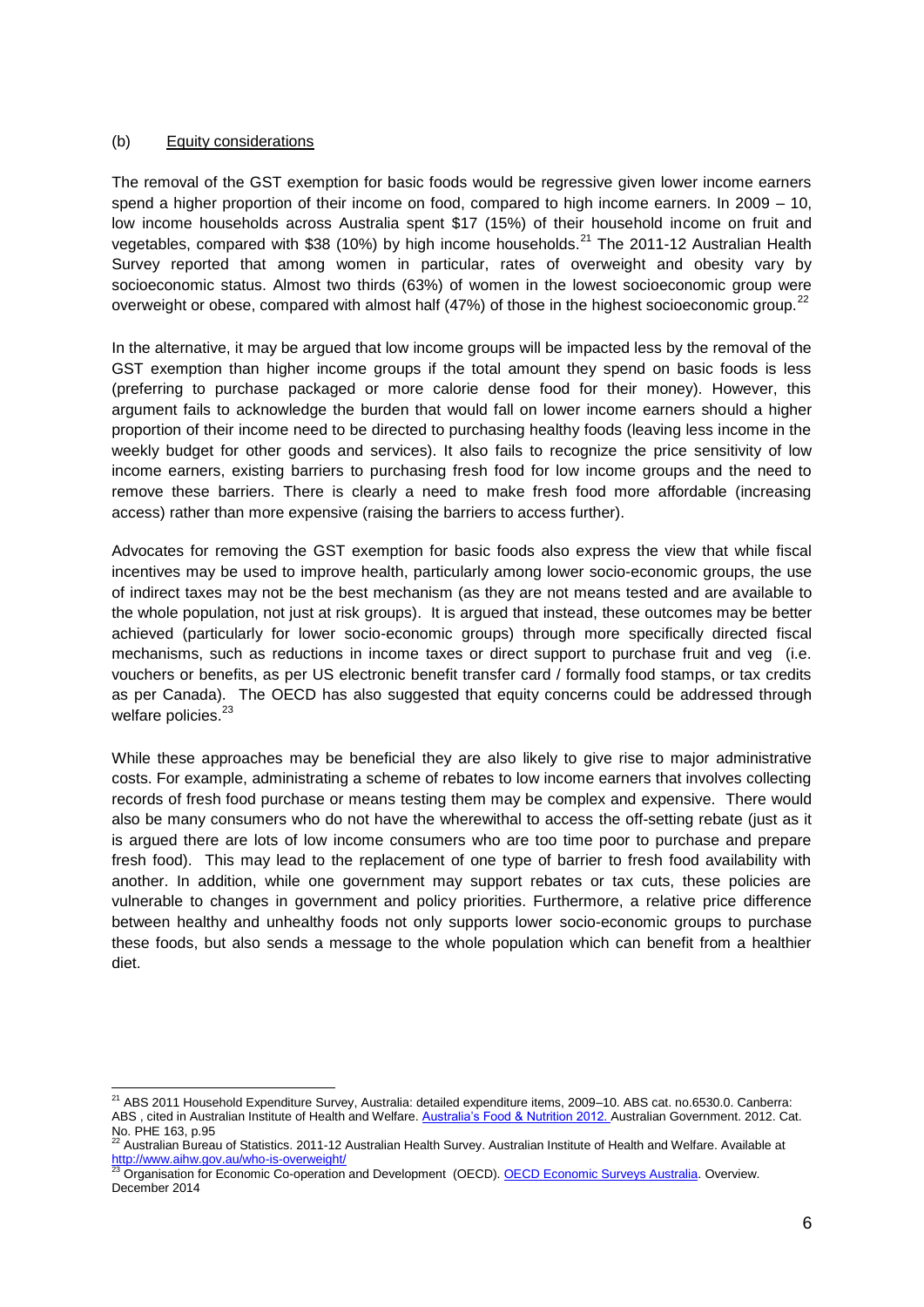(b) Equity considerations

The removal of the GST exemption for basic foods would be regressive given lower income earners spend a higher proportion of their income on food, compared to high income earners. In 2009 – 10, low income households across Australia spent $17 (15%) of their household income on fruit and vegetables, compared with $38 (10%) by high income households.[21] The 2011-12 Australian Health Survey reported that among women in particular, rates of overweight and obesity vary by socioeconomic status. Almost two thirds (63%) of women in the lowest socioeconomic group were overweight or obese, compared with almost half (47%) of those in the highest socioeconomic group.[22]

In the alternative, it may be argued that low income groups will be impacted less by the removal of the GST exemption than higher income groups if the total amount they spend on basic foods is less (preferring to purchase packaged or more calorie dense food for their money). However, this argument fails to acknowledge the burden that would fall on lower income earners should a higher proportion of their income need to be directed to purchasing healthy foods (leaving less income in the weekly budget for other goods and services). It also fails to recognize the price sensitivity of low income earners, existing barriers to purchasing fresh food for low income groups and the need to remove these barriers. There is clearly a need to make fresh food more affordable (increasing access) rather than more expensive (raising the barriers to access further).

Advocates for removing the GST exemption for basic foods also express the view that while fiscal incentives may be used to improve health, particularly among lower socio-economic groups, the use of indirect taxes may not be the best mechanism (as they are not means tested and are available to the whole population, not just at risk groups). It is argued that instead, these outcomes may be better achieved (particularly for lower socio-economic groups) through more specifically directed fiscal mechanisms, such as reductions in income taxes or direct support to purchase fruit and veg (i.e. vouchers or benefits, as per US electronic benefit transfer card / formally food stamps, or tax credits as per Canada). The OECD has also suggested that equity concerns could be addressed through welfare policies.[23]

While these approaches may be beneficial they are also likely to give rise to major administrative costs. For example, administrating a scheme of rebates to low income earners that involves collecting records of fresh food purchase or means testing them may be complex and expensive. There would also be many consumers who do not have the wherewithal to access the off-setting rebate (just as it is argued there are lots of low income consumers who are too time poor to purchase and prepare fresh food). This may lead to the replacement of one type of barrier to fresh food availability with another. In addition, while one government may support rebates or tax cuts, these policies are vulnerable to changes in government and policy priorities. Furthermore, a relative price difference between healthy and unhealthy foods not only supports lower socio-economic groups to purchase these foods, but also sends a message to the whole population which can benefit from a healthier diet.

---

[21] ABS 2011 Household Expenditure Survey, Australia: detailed expenditure items, 2009–10. ABS cat. no.6530.0. Canberra: ABS , cited in Australian Institute of Health and Welfare. Australia's Food & Nutrition 2012. Australian Government. 2012. Cat. No. PHE 163, p.95

[22] Australian Bureau of Statistics. 2011-12 Australian Health Survey. Australian Institute of Health and Welfare. Available at http://www.aihw.gov.au/who-is-overweight/

[23] Organisation for Economic Co-operation and Development (OECD). OECD Economic Surveys Australia. Overview. December 2014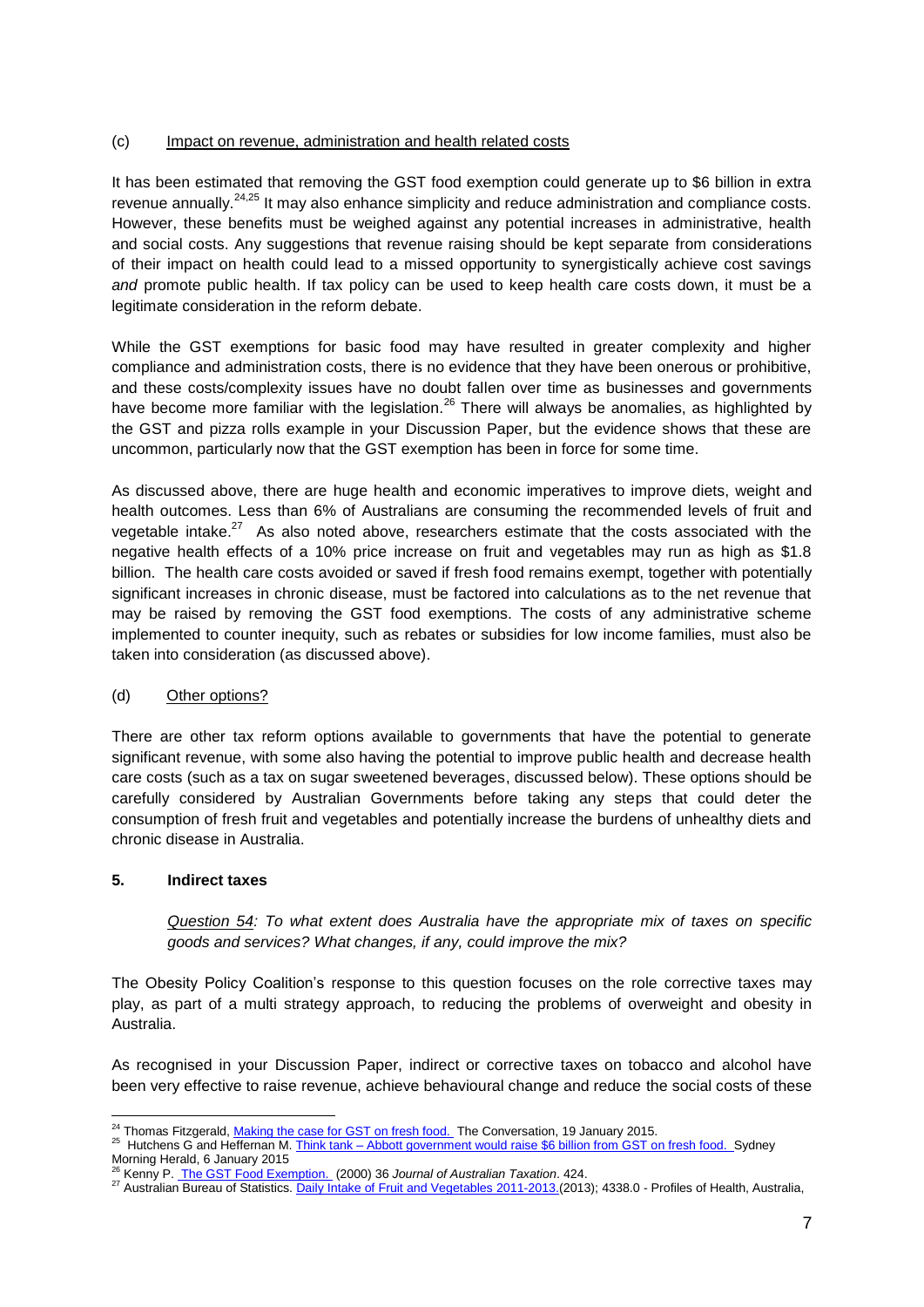### (c) Impact on revenue, administration and health related costs

It has been estimated that removing the GST food exemption could generate up to $6 billion in extra revenue annually.[24,25] It may also enhance simplicity and reduce administration and compliance costs. However, these benefits must be weighed against any potential increases in administrative, health and social costs. Any suggestions that revenue raising should be kept separate from considerations of their impact on health could lead to a missed opportunity to synergistically achieve cost savings *and* promote public health. If tax policy can be used to keep health care costs down, it must be a legitimate consideration in the reform debate.

While the GST exemptions for basic food may have resulted in greater complexity and higher compliance and administration costs, there is no evidence that they have been onerous or prohibitive, and these costs/complexity issues have no doubt fallen over time as businesses and governments have become more familiar with the legislation.[26] There will always be anomalies, as highlighted by the GST and pizza rolls example in your Discussion Paper, but the evidence shows that these are uncommon, particularly now that the GST exemption has been in force for some time.

As discussed above, there are huge health and economic imperatives to improve diets, weight and health outcomes. Less than 6% of Australians are consuming the recommended levels of fruit and vegetable intake.[27] As also noted above, researchers estimate that the costs associated with the negative health effects of a 10% price increase on fruit and vegetables may run as high as $1.8 billion. The health care costs avoided or saved if fresh food remains exempt, together with potentially significant increases in chronic disease, must be factored into calculations as to the net revenue that may be raised by removing the GST food exemptions. The costs of any administrative scheme implemented to counter inequity, such as rebates or subsidies for low income families, must also be taken into consideration (as discussed above).

### (d) Other options?

There are other tax reform options available to governments that have the potential to generate significant revenue, with some also having the potential to improve public health and decrease health care costs (such as a tax on sugar sweetened beverages, discussed below). These options should be carefully considered by Australian Governments before taking any steps that could deter the consumption of fresh fruit and vegetables and potentially increase the burdens of unhealthy diets and chronic disease in Australia.

## 5. Indirect taxes

> *Question 54: To what extent does Australia have the appropriate mix of taxes on specific goods and services? What changes, if any, could improve the mix?*

The Obesity Policy Coalition's response to this question focuses on the role corrective taxes may play, as part of a multi strategy approach, to reducing the problems of overweight and obesity in Australia.

As recognised in your Discussion Paper, indirect or corrective taxes on tobacco and alcohol have been very effective to raise revenue, achieve behavioural change and reduce the social costs of these

---

[24] Thomas Fitzgerald, Making the case for GST on fresh food. The Conversation, 19 January 2015.

[25] Hutchens G and Heffernan M. Think tank – Abbott government would raise $6 billion from GST on fresh food. Sydney Morning Herald, 6 January 2015

[26] Kenny P. The GST Food Exemption. (2000) 36 *Journal of Australian Taxation*. 424.

[27] Australian Bureau of Statistics. Daily Intake of Fruit and Vegetables 2011-2013.(2013); 4338.0 - Profiles of Health, Australia,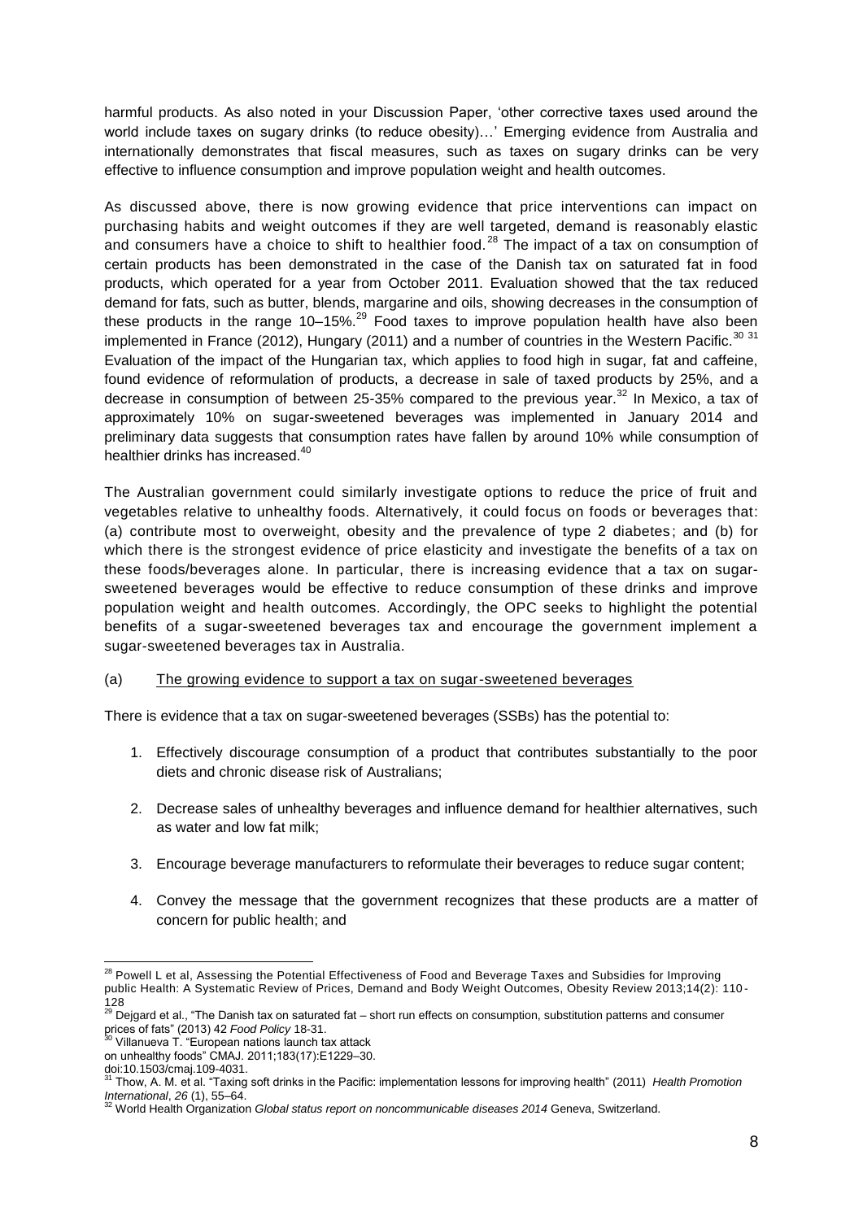harmful products. As also noted in your Discussion Paper, 'other corrective taxes used around the world include taxes on sugary drinks (to reduce obesity)…' Emerging evidence from Australia and internationally demonstrates that fiscal measures, such as taxes on sugary drinks can be very effective to influence consumption and improve population weight and health outcomes.

As discussed above, there is now growing evidence that price interventions can impact on purchasing habits and weight outcomes if they are well targeted, demand is reasonably elastic and consumers have a choice to shift to healthier food.[28] The impact of a tax on consumption of certain products has been demonstrated in the case of the Danish tax on saturated fat in food products, which operated for a year from October 2011. Evaluation showed that the tax reduced demand for fats, such as butter, blends, margarine and oils, showing decreases in the consumption of these products in the range 10–15%.[29] Food taxes to improve population health have also been implemented in France (2012), Hungary (2011) and a number of countries in the Western Pacific.[30] [31] Evaluation of the impact of the Hungarian tax, which applies to food high in sugar, fat and caffeine, found evidence of reformulation of products, a decrease in sale of taxed products by 25%, and a decrease in consumption of between 25-35% compared to the previous year.[32] In Mexico, a tax of approximately 10% on sugar-sweetened beverages was implemented in January 2014 and preliminary data suggests that consumption rates have fallen by around 10% while consumption of healthier drinks has increased.[40]

The Australian government could similarly investigate options to reduce the price of fruit and vegetables relative to unhealthy foods. Alternatively, it could focus on foods or beverages that: (a) contribute most to overweight, obesity and the prevalence of type 2 diabetes; and (b) for which there is the strongest evidence of price elasticity and investigate the benefits of a tax on these foods/beverages alone. In particular, there is increasing evidence that a tax on sugar-sweetened beverages would be effective to reduce consumption of these drinks and improve population weight and health outcomes. Accordingly, the OPC seeks to highlight the potential benefits of a sugar-sweetened beverages tax and encourage the government implement a sugar-sweetened beverages tax in Australia.

(a) <u>The growing evidence to support a tax on sugar-sweetened beverages</u>

There is evidence that a tax on sugar-sweetened beverages (SSBs) has the potential to:

1. Effectively discourage consumption of a product that contributes substantially to the poor diets and chronic disease risk of Australians;

2. Decrease sales of unhealthy beverages and influence demand for healthier alternatives, such as water and low fat milk;

3. Encourage beverage manufacturers to reformulate their beverages to reduce sugar content;

4. Convey the message that the government recognizes that these products are a matter of concern for public health; and

---

[28] Powell L et al, Assessing the Potential Effectiveness of Food and Beverage Taxes and Subsidies for Improving public Health: A Systematic Review of Prices, Demand and Body Weight Outcomes, Obesity Review 2013;14(2): 110-128

[29] Dejgard et al., "The Danish tax on saturated fat – short run effects on consumption, substitution patterns and consumer prices of fats" (2013) 42 *Food Policy* 18-31.

[30] Villanueva T. "European nations launch tax attack on unhealthy foods" CMAJ. 2011;183(17):E1229–30. doi:10.1503/cmaj.109-4031.

[31] Thow, A. M. et al. "Taxing soft drinks in the Pacific: implementation lessons for improving health" (2011) *Health Promotion International*, *26* (1), 55–64.

[32] World Health Organization *Global status report on noncommunicable diseases 2014* Geneva, Switzerland.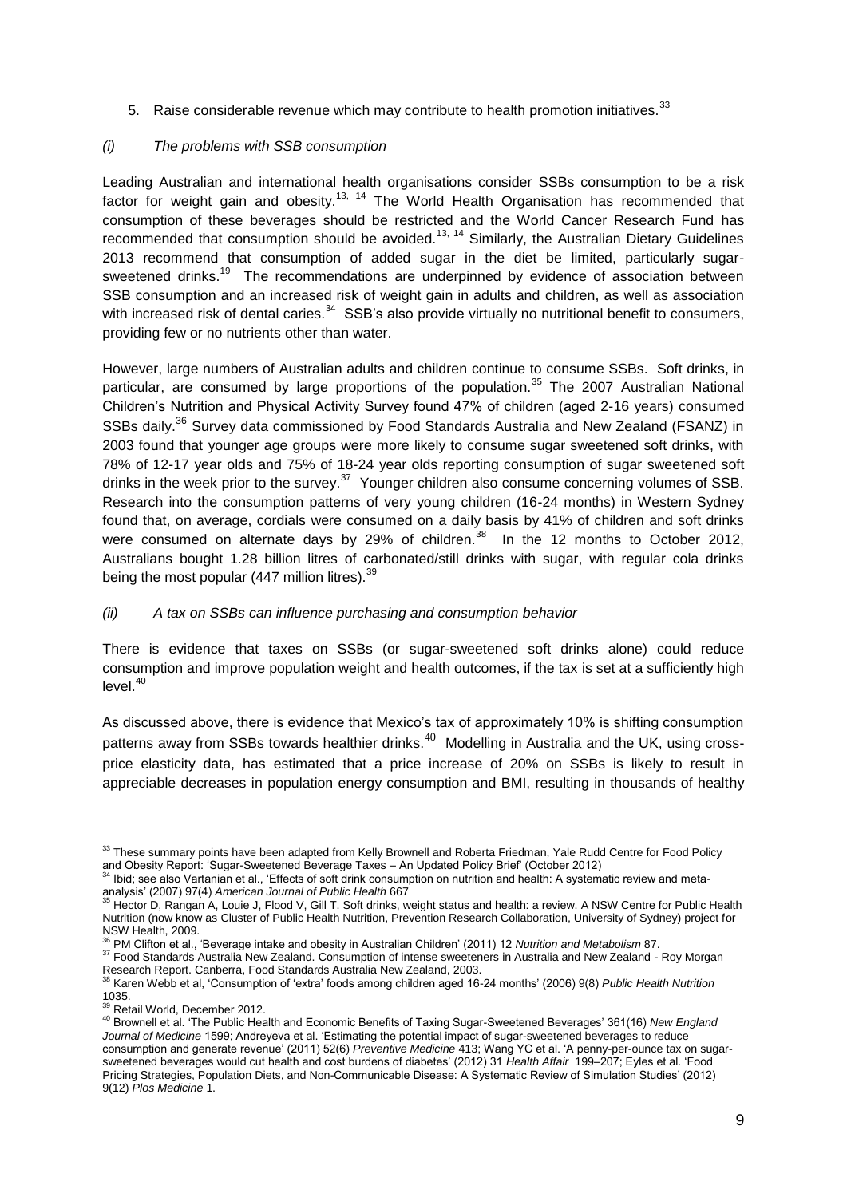5. Raise considerable revenue which may contribute to health promotion initiatives.[33]

*(i) The problems with SSB consumption*

Leading Australian and international health organisations consider SSBs consumption to be a risk factor for weight gain and obesity.[13, 14] The World Health Organisation has recommended that consumption of these beverages should be restricted and the World Cancer Research Fund has recommended that consumption should be avoided.[13, 14] Similarly, the Australian Dietary Guidelines 2013 recommend that consumption of added sugar in the diet be limited, particularly sugar-sweetened drinks.[19] The recommendations are underpinned by evidence of association between SSB consumption and an increased risk of weight gain in adults and children, as well as association with increased risk of dental caries.[34] SSB's also provide virtually no nutritional benefit to consumers, providing few or no nutrients other than water.

However, large numbers of Australian adults and children continue to consume SSBs. Soft drinks, in particular, are consumed by large proportions of the population.[35] The 2007 Australian National Children's Nutrition and Physical Activity Survey found 47% of children (aged 2-16 years) consumed SSBs daily.[36] Survey data commissioned by Food Standards Australia and New Zealand (FSANZ) in 2003 found that younger age groups were more likely to consume sugar sweetened soft drinks, with 78% of 12-17 year olds and 75% of 18-24 year olds reporting consumption of sugar sweetened soft drinks in the week prior to the survey.[37] Younger children also consume concerning volumes of SSB. Research into the consumption patterns of very young children (16-24 months) in Western Sydney found that, on average, cordials were consumed on a daily basis by 41% of children and soft drinks were consumed on alternate days by 29% of children.[38] In the 12 months to October 2012, Australians bought 1.28 billion litres of carbonated/still drinks with sugar, with regular cola drinks being the most popular (447 million litres).[39]

*(ii) A tax on SSBs can influence purchasing and consumption behavior*

There is evidence that taxes on SSBs (or sugar-sweetened soft drinks alone) could reduce consumption and improve population weight and health outcomes, if the tax is set at a sufficiently high level.[40]

As discussed above, there is evidence that Mexico's tax of approximately 10% is shifting consumption patterns away from SSBs towards healthier drinks.[40] Modelling in Australia and the UK, using cross-price elasticity data, has estimated that a price increase of 20% on SSBs is likely to result in appreciable decreases in population energy consumption and BMI, resulting in thousands of healthy

---

[33] These summary points have been adapted from Kelly Brownell and Roberta Friedman, Yale Rudd Centre for Food Policy and Obesity Report: 'Sugar-Sweetened Beverage Taxes – An Updated Policy Brief' (October 2012)

[34] Ibid; see also Vartanian et al., 'Effects of soft drink consumption on nutrition and health: A systematic review and meta-analysis' (2007) 97(4) *American Journal of Public Health* 667

[35] Hector D, Rangan A, Louie J, Flood V, Gill T. Soft drinks, weight status and health: a review. A NSW Centre for Public Health Nutrition (now know as Cluster of Public Health Nutrition, Prevention Research Collaboration, University of Sydney) project for NSW Health, 2009.

[36] PM Clifton et al., 'Beverage intake and obesity in Australian Children' (2011) 12 *Nutrition and Metabolism* 87.

[37] Food Standards Australia New Zealand. Consumption of intense sweeteners in Australia and New Zealand - Roy Morgan Research Report. Canberra, Food Standards Australia New Zealand, 2003.

[38] Karen Webb et al, 'Consumption of 'extra' foods among children aged 16-24 months' (2006) 9(8) *Public Health Nutrition* 1035.

[39] Retail World, December 2012.

[40] Brownell et al. 'The Public Health and Economic Benefits of Taxing Sugar-Sweetened Beverages' 361(16) *New England Journal of Medicine* 1599; Andreyeva et al. 'Estimating the potential impact of sugar-sweetened beverages to reduce consumption and generate revenue' (2011) 52(6) *Preventive Medicine* 413; Wang YC et al. 'A penny-per-ounce tax on sugar-sweetened beverages would cut health and cost burdens of diabetes' (2012) 31 *Health Affair* 199–207; Eyles et al. 'Food Pricing Strategies, Population Diets, and Non-Communicable Disease: A Systematic Review of Simulation Studies' (2012) 9(12) *Plos Medicine* 1.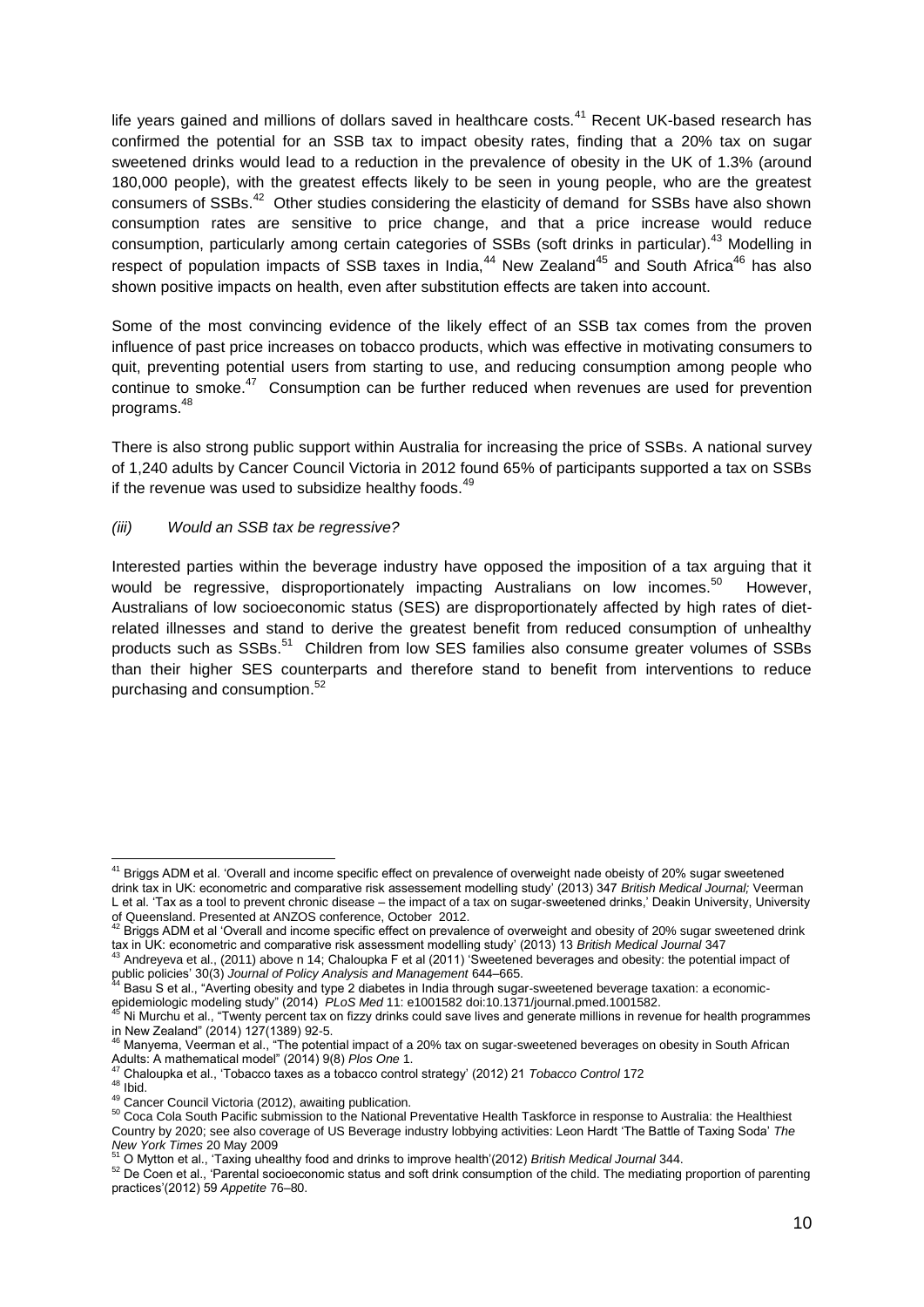life years gained and millions of dollars saved in healthcare costs.[41] Recent UK-based research has confirmed the potential for an SSB tax to impact obesity rates, finding that a 20% tax on sugar sweetened drinks would lead to a reduction in the prevalence of obesity in the UK of 1.3% (around 180,000 people), with the greatest effects likely to be seen in young people, who are the greatest consumers of SSBs.[42] Other studies considering the elasticity of demand for SSBs have also shown consumption rates are sensitive to price change, and that a price increase would reduce consumption, particularly among certain categories of SSBs (soft drinks in particular).[43] Modelling in respect of population impacts of SSB taxes in India,[44] New Zealand[45] and South Africa[46] has also shown positive impacts on health, even after substitution effects are taken into account.

Some of the most convincing evidence of the likely effect of an SSB tax comes from the proven influence of past price increases on tobacco products, which was effective in motivating consumers to quit, preventing potential users from starting to use, and reducing consumption among people who continue to smoke.[47] Consumption can be further reduced when revenues are used for prevention programs.[48]

There is also strong public support within Australia for increasing the price of SSBs. A national survey of 1,240 adults by Cancer Council Victoria in 2012 found 65% of participants supported a tax on SSBs if the revenue was used to subsidize healthy foods.[49]

*(iii) Would an SSB tax be regressive?*

Interested parties within the beverage industry have opposed the imposition of a tax arguing that it would be regressive, disproportionately impacting Australians on low incomes.[50] However, Australians of low socioeconomic status (SES) are disproportionately affected by high rates of diet-related illnesses and stand to derive the greatest benefit from reduced consumption of unhealthy products such as SSBs.[51] Children from low SES families also consume greater volumes of SSBs than their higher SES counterparts and therefore stand to benefit from interventions to reduce purchasing and consumption.[52]

---

[41] Briggs ADM et al. 'Overall and income specific effect on prevalence of overweight nade obeisty of 20% sugar sweetened drink tax in UK: econometric and comparative risk assessement modelling study' (2013) 347 *British Medical Journal;* Veerman L et al. 'Tax as a tool to prevent chronic disease – the impact of a tax on sugar-sweetened drinks,' Deakin University, University of Queensland. Presented at ANZOS conference, October 2012.

[42] Briggs ADM et al 'Overall and income specific effect on prevalence of overweight and obesity of 20% sugar sweetened drink tax in UK: econometric and comparative risk assessment modelling study' (2013) 13 *British Medical Journal* 347

[43] Andreyeva et al., (2011) above n 14; Chaloupka F et al (2011) 'Sweetened beverages and obesity: the potential impact of public policies' 30(3) *Journal of Policy Analysis and Management* 644–665.

[44] Basu S et al., "Averting obesity and type 2 diabetes in India through sugar-sweetened beverage taxation: a economic-epidemiologic modeling study" (2014) *PLoS Med* 11: e1001582 doi:10.1371/journal.pmed.1001582.

[45] Ni Murchu et al., "Twenty percent tax on fizzy drinks could save lives and generate millions in revenue for health programmes in New Zealand" (2014) 127(1389) 92-5.

[46] Manyema, Veerman et al., "The potential impact of a 20% tax on sugar-sweetened beverages on obesity in South African Adults: A mathematical model" (2014) 9(8) *Plos One* 1.

[47] Chaloupka et al., 'Tobacco taxes as a tobacco control strategy' (2012) 21 *Tobacco Control* 172

[48] Ibid.

[49] Cancer Council Victoria (2012), awaiting publication.

[50] Coca Cola South Pacific submission to the National Preventative Health Taskforce in response to Australia: the Healthiest Country by 2020; see also coverage of US Beverage industry lobbying activities: Leon Hardt 'The Battle of Taxing Soda' *The New York Times* 20 May 2009

[51] O Mytton et al., 'Taxing uhealthy food and drinks to improve health'(2012) *British Medical Journal* 344.

[52] De Coen et al., 'Parental socioeconomic status and soft drink consumption of the child. The mediating proportion of parenting practices'(2012) 59 *Appetite* 76–80.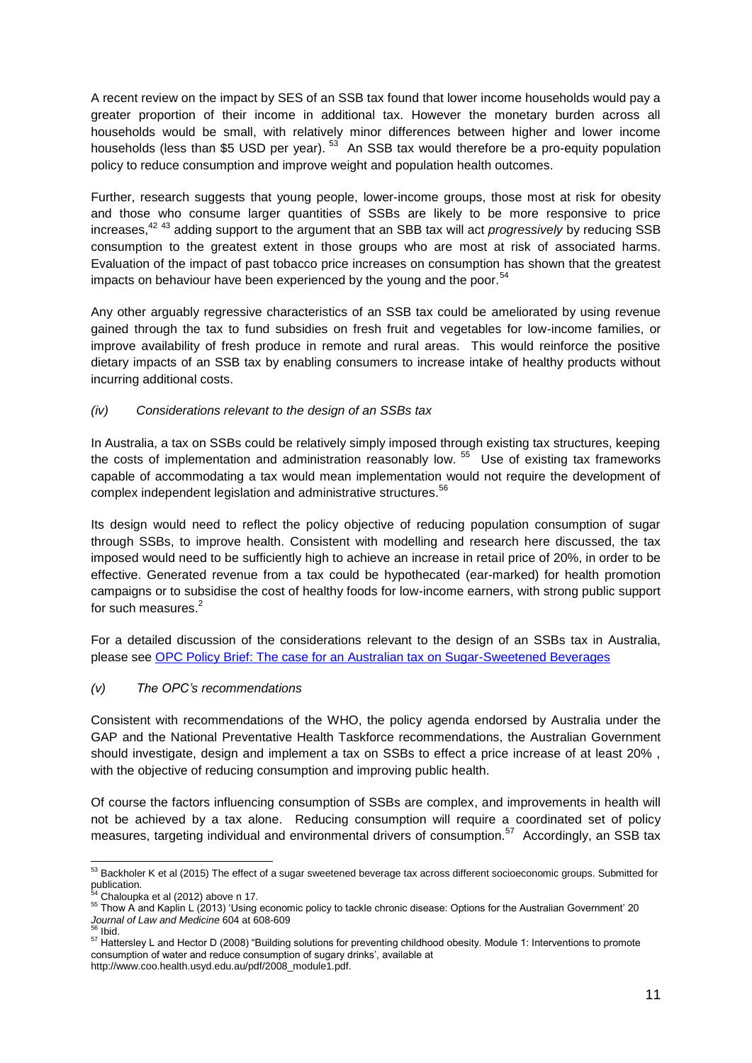A recent review on the impact by SES of an SSB tax found that lower income households would pay a greater proportion of their income in additional tax. However the monetary burden across all households would be small, with relatively minor differences between higher and lower income households (less than $5 USD per year).[53] An SSB tax would therefore be a pro-equity population policy to reduce consumption and improve weight and population health outcomes.

Further, research suggests that young people, lower-income groups, those most at risk for obesity and those who consume larger quantities of SSBs are likely to be more responsive to price increases,[42 43] adding support to the argument that an SBB tax will act *progressively* by reducing SSB consumption to the greatest extent in those groups who are most at risk of associated harms. Evaluation of the impact of past tobacco price increases on consumption has shown that the greatest impacts on behaviour have been experienced by the young and the poor.[54]

Any other arguably regressive characteristics of an SSB tax could be ameliorated by using revenue gained through the tax to fund subsidies on fresh fruit and vegetables for low-income families, or improve availability of fresh produce in remote and rural areas. This would reinforce the positive dietary impacts of an SSB tax by enabling consumers to increase intake of healthy products without incurring additional costs.

*(iv) Considerations relevant to the design of an SSBs tax*

In Australia, a tax on SSBs could be relatively simply imposed through existing tax structures, keeping the costs of implementation and administration reasonably low.[55] Use of existing tax frameworks capable of accommodating a tax would mean implementation would not require the development of complex independent legislation and administrative structures.[56]

Its design would need to reflect the policy objective of reducing population consumption of sugar through SSBs, to improve health. Consistent with modelling and research here discussed, the tax imposed would need to be sufficiently high to achieve an increase in retail price of 20%, in order to be effective. Generated revenue from a tax could be hypothecated (ear-marked) for health promotion campaigns or to subsidise the cost of healthy foods for low-income earners, with strong public support for such measures.[2]

For a detailed discussion of the considerations relevant to the design of an SSBs tax in Australia, please see OPC Policy Brief: The case for an Australian tax on Sugar-Sweetened Beverages

*(v) The OPC's recommendations*

Consistent with recommendations of the WHO, the policy agenda endorsed by Australia under the GAP and the National Preventative Health Taskforce recommendations, the Australian Government should investigate, design and implement a tax on SSBs to effect a price increase of at least 20% , with the objective of reducing consumption and improving public health.

Of course the factors influencing consumption of SSBs are complex, and improvements in health will not be achieved by a tax alone. Reducing consumption will require a coordinated set of policy measures, targeting individual and environmental drivers of consumption.[57] Accordingly, an SSB tax

---

[53] Backholer K et al (2015) The effect of a sugar sweetened beverage tax across different socioeconomic groups. Submitted for publication.

[54] Chaloupka et al (2012) above n 17.

[55] Thow A and Kaplin L (2013) 'Using economic policy to tackle chronic disease: Options for the Australian Government' 20 *Journal of Law and Medicine* 604 at 608-609

[56] Ibid.

[57] Hattersley L and Hector D (2008) "Building solutions for preventing childhood obesity. Module 1: Interventions to promote consumption of water and reduce consumption of sugary drinks', available at http://www.coo.health.usyd.edu.au/pdf/2008_module1.pdf.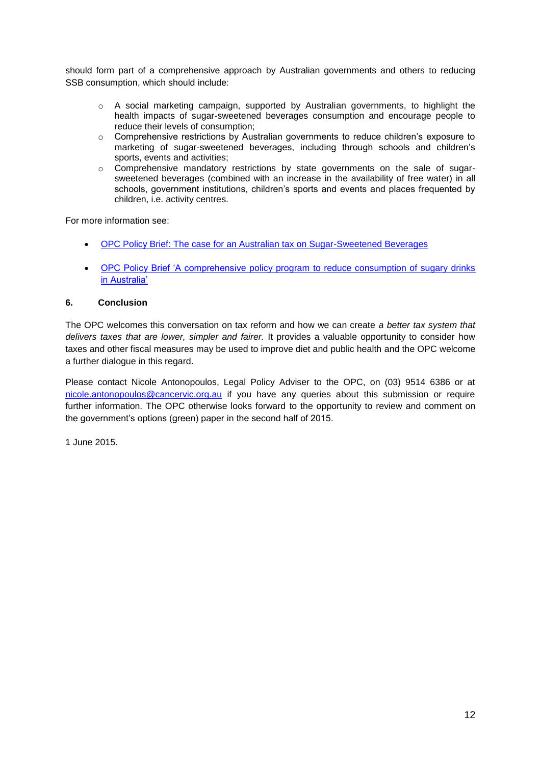should form part of a comprehensive approach by Australian governments and others to reducing SSB consumption, which should include:

- A social marketing campaign, supported by Australian governments, to highlight the health impacts of sugar-sweetened beverages consumption and encourage people to reduce their levels of consumption;
- Comprehensive restrictions by Australian governments to reduce children's exposure to marketing of sugar-sweetened beverages, including through schools and children's sports, events and activities;
- Comprehensive mandatory restrictions by state governments on the sale of sugar-sweetened beverages (combined with an increase in the availability of free water) in all schools, government institutions, children's sports and events and places frequented by children, i.e. activity centres.

For more information see:

- OPC Policy Brief: The case for an Australian tax on Sugar-Sweetened Beverages
- OPC Policy Brief 'A comprehensive policy program to reduce consumption of sugary drinks in Australia'

## 6. Conclusion

The OPC welcomes this conversation on tax reform and how we can create *a better tax system that delivers taxes that are lower, simpler and fairer.* It provides a valuable opportunity to consider how taxes and other fiscal measures may be used to improve diet and public health and the OPC welcome a further dialogue in this regard.

Please contact Nicole Antonopoulos, Legal Policy Adviser to the OPC, on (03) 9514 6386 or at nicole.antonopoulos@cancervic.org.au if you have any queries about this submission or require further information. The OPC otherwise looks forward to the opportunity to review and comment on the government's options (green) paper in the second half of 2015.

1 June 2015.